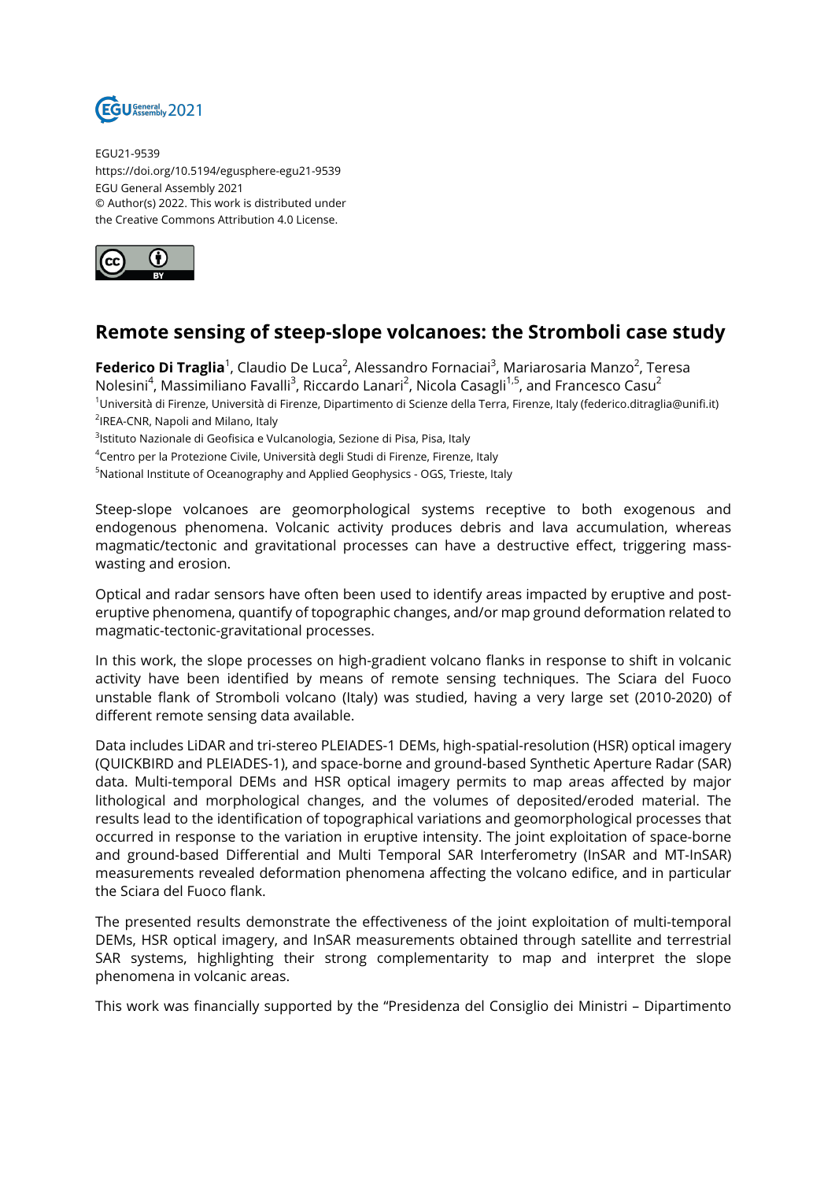EGU21-9539
https://doi.org/10.5194/egusphere-egu21-9539
EGU General Assembly 2021
© Author(s) 2022. This work is distributed under
the Creative Commons Attribution 4.0 License.

# Remote sensing of steep-slope volcanoes: the Stromboli case study

**Federico Di Traglia**[1], Claudio De Luca[2], Alessandro Fornaciai[3], Mariarosaria Manzo[2], Teresa Nolesini[4], Massimiliano Favalli[3], Riccardo Lanari[2], Nicola Casagli[1,5], and Francesco Casu[2]

[1]Università di Firenze, Università di Firenze, Dipartimento di Scienze della Terra, Firenze, Italy (federico.ditraglia@unifi.it)
[2]IREA-CNR, Napoli and Milano, Italy
[3]Istituto Nazionale di Geofisica e Vulcanologia, Sezione di Pisa, Pisa, Italy
[4]Centro per la Protezione Civile, Università degli Studi di Firenze, Firenze, Italy
[5]National Institute of Oceanography and Applied Geophysics - OGS, Trieste, Italy

Steep-slope volcanoes are geomorphological systems receptive to both exogenous and endogenous phenomena. Volcanic activity produces debris and lava accumulation, whereas magmatic/tectonic and gravitational processes can have a destructive effect, triggering mass-wasting and erosion.

Optical and radar sensors have often been used to identify areas impacted by eruptive and post-eruptive phenomena, quantify of topographic changes, and/or map ground deformation related to magmatic-tectonic-gravitational processes.

In this work, the slope processes on high-gradient volcano flanks in response to shift in volcanic activity have been identified by means of remote sensing techniques. The Sciara del Fuoco unstable flank of Stromboli volcano (Italy) was studied, having a very large set (2010-2020) of different remote sensing data available.

Data includes LiDAR and tri-stereo PLEIADES-1 DEMs, high-spatial-resolution (HSR) optical imagery (QUICKBIRD and PLEIADES-1), and space-borne and ground-based Synthetic Aperture Radar (SAR) data. Multi-temporal DEMs and HSR optical imagery permits to map areas affected by major lithological and morphological changes, and the volumes of deposited/eroded material. The results lead to the identification of topographical variations and geomorphological processes that occurred in response to the variation in eruptive intensity. The joint exploitation of space-borne and ground-based Differential and Multi Temporal SAR Interferometry (InSAR and MT-InSAR) measurements revealed deformation phenomena affecting the volcano edifice, and in particular the Sciara del Fuoco flank.

The presented results demonstrate the effectiveness of the joint exploitation of multi-temporal DEMs, HSR optical imagery, and InSAR measurements obtained through satellite and terrestrial SAR systems, highlighting their strong complementarity to map and interpret the slope phenomena in volcanic areas.

This work was financially supported by the "Presidenza del Consiglio dei Ministri – Dipartimento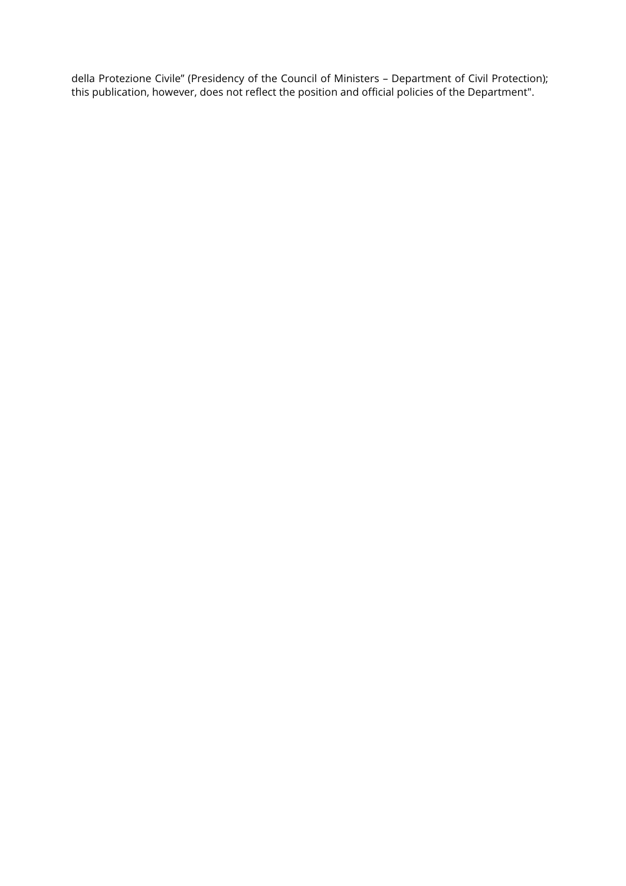della Protezione Civile” (Presidency of the Council of Ministers – Department of Civil Protection); this publication, however, does not reflect the position and official policies of the Department".